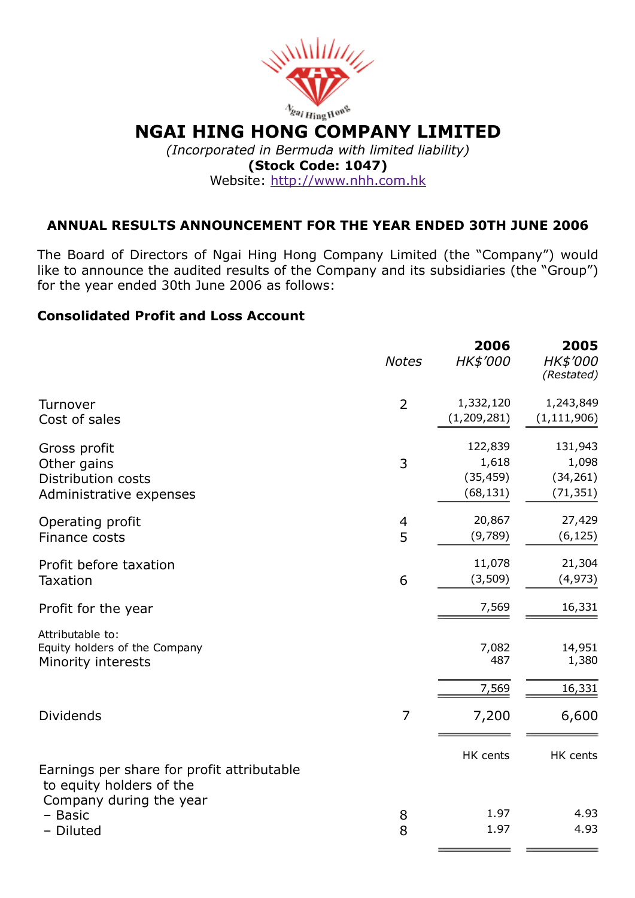# NGAI HING HONG COMPANY LIMITED

*(Incorporated in Bermuda with limited liability)*

**(Stock Code: 1047)**

Website: http://www.nhh.com.hk

## ANNUAL RESULTS ANNOUNCEMENT FOR THE YEAR ENDED 30TH JUNE 2006

The Board of Directors of Ngai Hing Hong Company Limited (the "Company") would like to announce the audited results of the Company and its subsidiaries (the "Group") for the year ended 30th June 2006 as follows:

### Consolidated Profit and Loss Account

| | *Notes* | **2006** *HK$'000* | **2005** *HK$'000* *(Restated)* |
|---|---|---|---|
| Turnover | 2 | 1,332,120 | 1,243,849 |
| Cost of sales | | (1,209,281) | (1,111,906) |
| Gross profit | | 122,839 | 131,943 |
| Other gains | 3 | 1,618 | 1,098 |
| Distribution costs | | (35,459) | (34,261) |
| Administrative expenses | | (68,131) | (71,351) |
| Operating profit | 4 | 20,867 | 27,429 |
| Finance costs | 5 | (9,789) | (6,125) |
| Profit before taxation | | 11,078 | 21,304 |
| Taxation | 6 | (3,509) | (4,973) |
| Profit for the year | | 7,569 | 16,331 |
| Attributable to: | | | |
| Equity holders of the Company | | 7,082 | 14,951 |
| Minority interests | | 487 | 1,380 |
| | | 7,569 | 16,331 |
| Dividends | 7 | 7,200 | 6,600 |
| | | HK cents | HK cents |
| Earnings per share for profit attributable to equity holders of the Company during the year | | | |
| – Basic | 8 | 1.97 | 4.93 |
| – Diluted | 8 | 1.97 | 4.93 |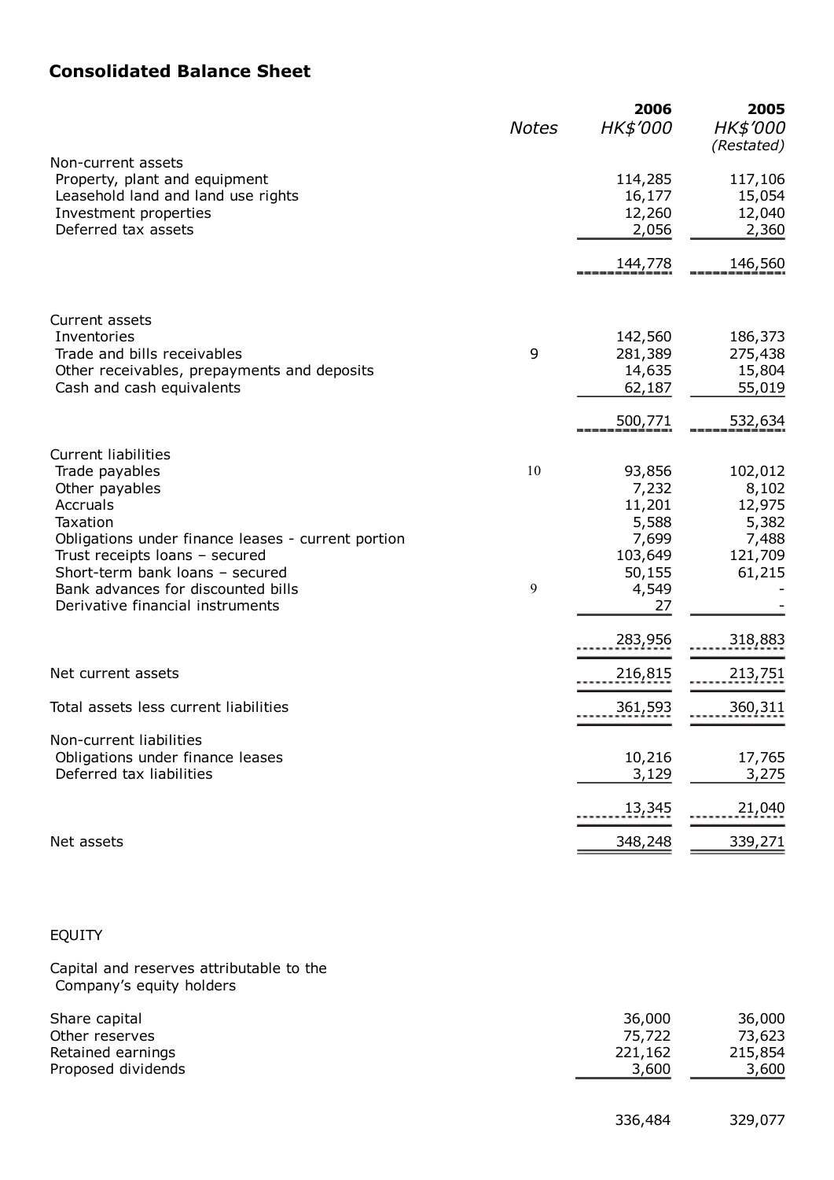## Consolidated Balance Sheet

| | Notes | 2006 HK$'000 | 2005 HK$'000 (Restated) |
|---|---|---|---|
| Non-current assets | | | |
| Property, plant and equipment | | 114,285 | 117,106 |
| Leasehold land and land use rights | | 16,177 | 15,054 |
| Investment properties | | 12,260 | 12,040 |
| Deferred tax assets | | 2,056 | 2,360 |
| | | 144,778 | 146,560 |
| Current assets | | | |
| Inventories | | 142,560 | 186,373 |
| Trade and bills receivables | 9 | 281,389 | 275,438 |
| Other receivables, prepayments and deposits | | 14,635 | 15,804 |
| Cash and cash equivalents | | 62,187 | 55,019 |
| | | 500,771 | 532,634 |
| Current liabilities | | | |
| Trade payables | 10 | 93,856 | 102,012 |
| Other payables | | 7,232 | 8,102 |
| Accruals | | 11,201 | 12,975 |
| Taxation | | 5,588 | 5,382 |
| Obligations under finance leases - current portion | | 7,699 | 7,488 |
| Trust receipts loans – secured | | 103,649 | 121,709 |
| Short-term bank loans – secured | | 50,155 | 61,215 |
| Bank advances for discounted bills | 9 | 4,549 | - |
| Derivative financial instruments | | 27 | - |
| | | 283,956 | 318,883 |
| Net current assets | | 216,815 | 213,751 |
| Total assets less current liabilities | | 361,593 | 360,311 |
| Non-current liabilities | | | |
| Obligations under finance leases | | 10,216 | 17,765 |
| Deferred tax liabilities | | 3,129 | 3,275 |
| | | 13,345 | 21,040 |
| Net assets | | 348,248 | 339,271 |
| EQUITY | | | |
| Capital and reserves attributable to the Company's equity holders | | | |
| Share capital | | 36,000 | 36,000 |
| Other reserves | | 75,722 | 73,623 |
| Retained earnings | | 221,162 | 215,854 |
| Proposed dividends | | 3,600 | 3,600 |
| | | 336,484 | 329,077 |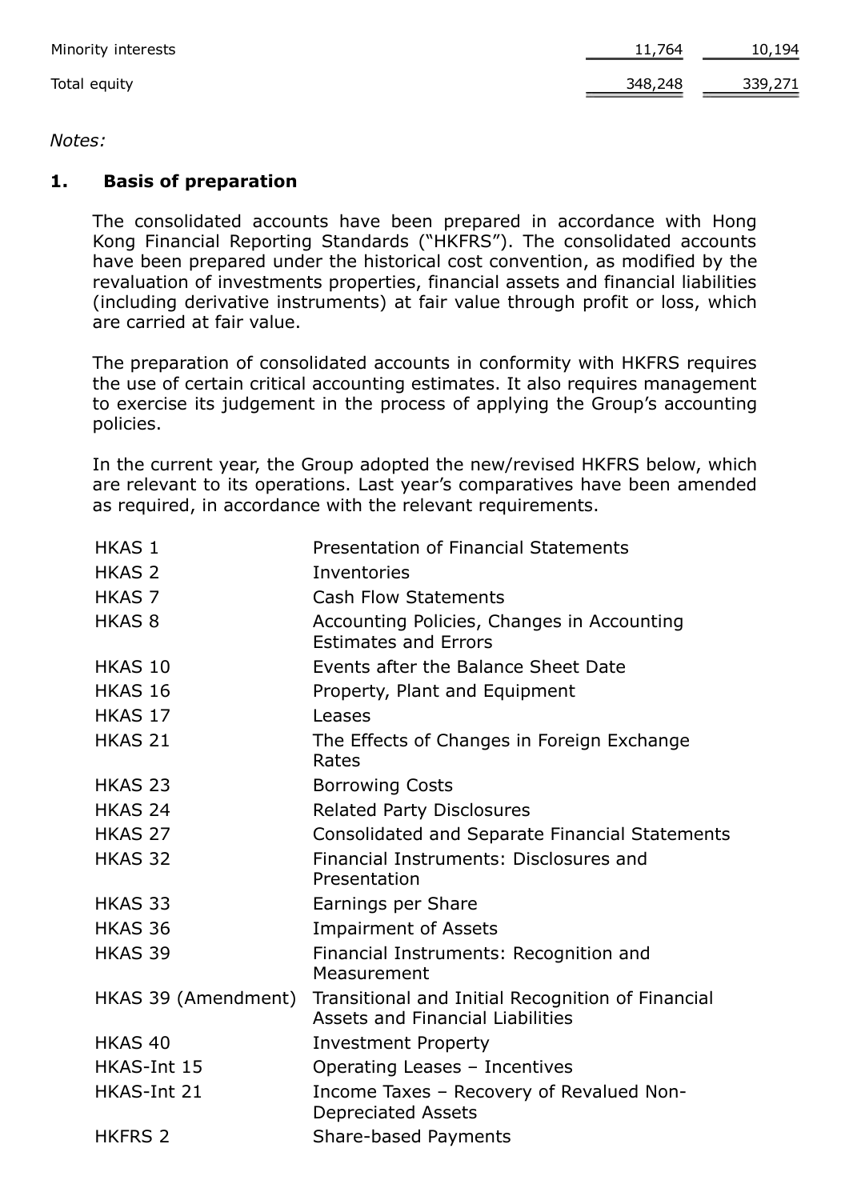| | | |
|---|---|---|
| Minority interests | 11,764 | 10,194 |
| Total equity | 348,248 | 339,271 |

*Notes:*

## 1. Basis of preparation

The consolidated accounts have been prepared in accordance with Hong Kong Financial Reporting Standards ("HKFRS"). The consolidated accounts have been prepared under the historical cost convention, as modified by the revaluation of investments properties, financial assets and financial liabilities (including derivative instruments) at fair value through profit or loss, which are carried at fair value.

The preparation of consolidated accounts in conformity with HKFRS requires the use of certain critical accounting estimates. It also requires management to exercise its judgement in the process of applying the Group's accounting policies.

In the current year, the Group adopted the new/revised HKFRS below, which are relevant to its operations. Last year's comparatives have been amended as required, in accordance with the relevant requirements.

| | |
|---|---|
| HKAS 1 | Presentation of Financial Statements |
| HKAS 2 | Inventories |
| HKAS 7 | Cash Flow Statements |
| HKAS 8 | Accounting Policies, Changes in Accounting Estimates and Errors |
| HKAS 10 | Events after the Balance Sheet Date |
| HKAS 16 | Property, Plant and Equipment |
| HKAS 17 | Leases |
| HKAS 21 | The Effects of Changes in Foreign Exchange Rates |
| HKAS 23 | Borrowing Costs |
| HKAS 24 | Related Party Disclosures |
| HKAS 27 | Consolidated and Separate Financial Statements |
| HKAS 32 | Financial Instruments: Disclosures and Presentation |
| HKAS 33 | Earnings per Share |
| HKAS 36 | Impairment of Assets |
| HKAS 39 | Financial Instruments: Recognition and Measurement |
| HKAS 39 (Amendment) | Transitional and Initial Recognition of Financial Assets and Financial Liabilities |
| HKAS 40 | Investment Property |
| HKAS-Int 15 | Operating Leases – Incentives |
| HKAS-Int 21 | Income Taxes – Recovery of Revalued Non-Depreciated Assets |
| HKFRS 2 | Share-based Payments |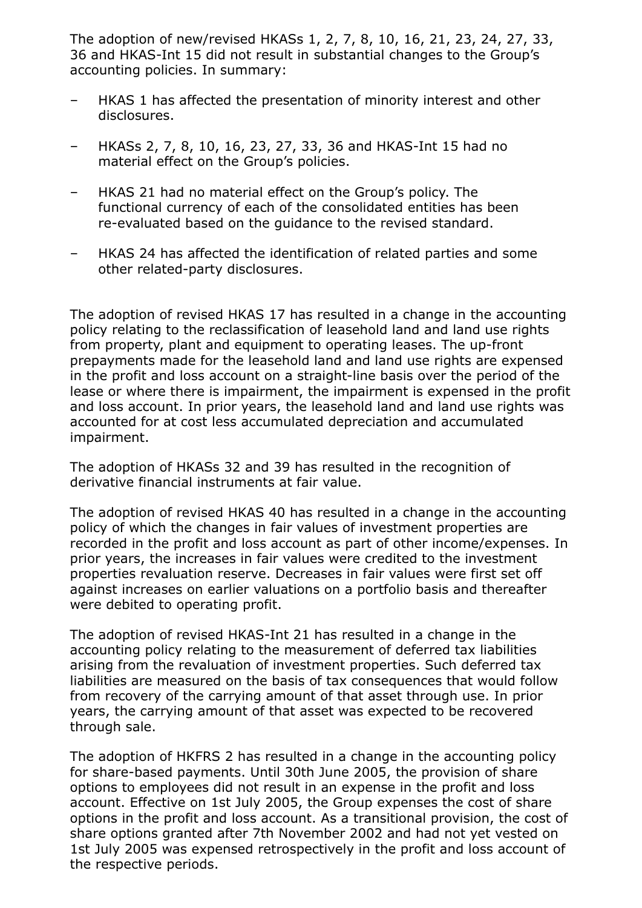The adoption of new/revised HKASs 1, 2, 7, 8, 10, 16, 21, 23, 24, 27, 33, 36 and HKAS-Int 15 did not result in substantial changes to the Group's accounting policies. In summary:

- HKAS 1 has affected the presentation of minority interest and other disclosures.
- HKASs 2, 7, 8, 10, 16, 23, 27, 33, 36 and HKAS-Int 15 had no material effect on the Group's policies.
- HKAS 21 had no material effect on the Group's policy. The functional currency of each of the consolidated entities has been re-evaluated based on the guidance to the revised standard.
- HKAS 24 has affected the identification of related parties and some other related-party disclosures.

The adoption of revised HKAS 17 has resulted in a change in the accounting policy relating to the reclassification of leasehold land and land use rights from property, plant and equipment to operating leases. The up-front prepayments made for the leasehold land and land use rights are expensed in the profit and loss account on a straight-line basis over the period of the lease or where there is impairment, the impairment is expensed in the profit and loss account. In prior years, the leasehold land and land use rights was accounted for at cost less accumulated depreciation and accumulated impairment.

The adoption of HKASs 32 and 39 has resulted in the recognition of derivative financial instruments at fair value.

The adoption of revised HKAS 40 has resulted in a change in the accounting policy of which the changes in fair values of investment properties are recorded in the profit and loss account as part of other income/expenses. In prior years, the increases in fair values were credited to the investment properties revaluation reserve. Decreases in fair values were first set off against increases on earlier valuations on a portfolio basis and thereafter were debited to operating profit.

The adoption of revised HKAS-Int 21 has resulted in a change in the accounting policy relating to the measurement of deferred tax liabilities arising from the revaluation of investment properties. Such deferred tax liabilities are measured on the basis of tax consequences that would follow from recovery of the carrying amount of that asset through use. In prior years, the carrying amount of that asset was expected to be recovered through sale.

The adoption of HKFRS 2 has resulted in a change in the accounting policy for share-based payments. Until 30th June 2005, the provision of share options to employees did not result in an expense in the profit and loss account. Effective on 1st July 2005, the Group expenses the cost of share options in the profit and loss account. As a transitional provision, the cost of share options granted after 7th November 2002 and had not yet vested on 1st July 2005 was expensed retrospectively in the profit and loss account of the respective periods.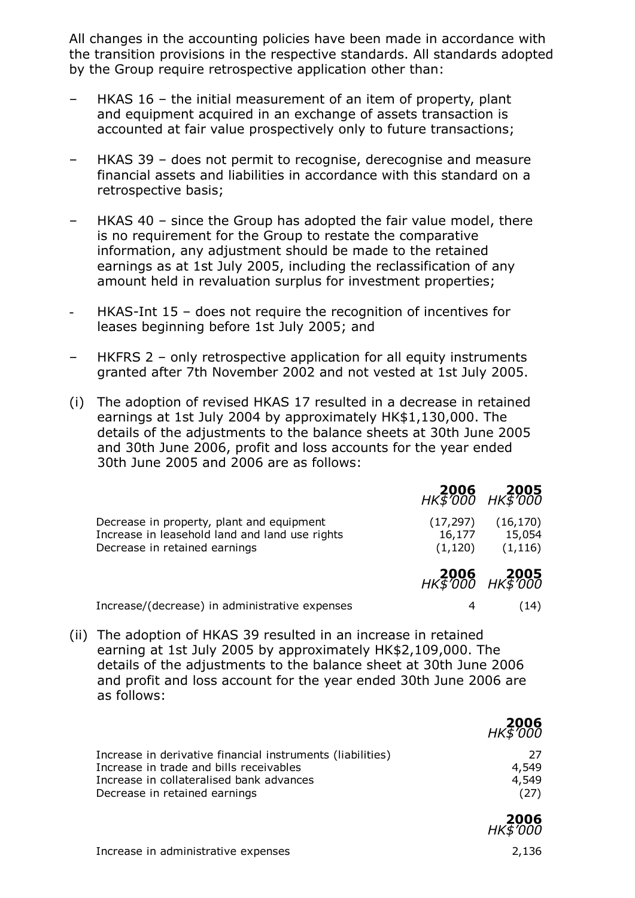All changes in the accounting policies have been made in accordance with the transition provisions in the respective standards. All standards adopted by the Group require retrospective application other than:

- HKAS 16 – the initial measurement of an item of property, plant and equipment acquired in an exchange of assets transaction is accounted at fair value prospectively only to future transactions;
- HKAS 39 – does not permit to recognise, derecognise and measure financial assets and liabilities in accordance with this standard on a retrospective basis;
- HKAS 40 – since the Group has adopted the fair value model, there is no requirement for the Group to restate the comparative information, any adjustment should be made to the retained earnings as at 1st July 2005, including the reclassification of any amount held in revaluation surplus for investment properties;
- HKAS-Int 15 – does not require the recognition of incentives for leases beginning before 1st July 2005; and
- HKFRS 2 – only retrospective application for all equity instruments granted after 7th November 2002 and not vested at 1st July 2005.

(i) The adoption of revised HKAS 17 resulted in a decrease in retained earnings at 1st July 2004 by approximately HK$1,130,000. The details of the adjustments to the balance sheets at 30th June 2005 and 30th June 2006, profit and loss accounts for the year ended 30th June 2005 and 2006 are as follows:

| | **2006** *HK$'000* | **2005** *HK$'000* |
|---|---|---|
| Decrease in property, plant and equipment | (17,297) | (16,170) |
| Increase in leasehold land and land use rights | 16,177 | 15,054 |
| Decrease in retained earnings | (1,120) | (1,116) |

| | **2006** *HK$'000* | **2005** *HK$'000* |
|---|---|---|
| Increase/(decrease) in administrative expenses | 4 | (14) |

(ii) The adoption of HKAS 39 resulted in an increase in retained earning at 1st July 2005 by approximately HK$2,109,000. The details of the adjustments to the balance sheet at 30th June 2006 and profit and loss account for the year ended 30th June 2006 are as follows:

| | **2006** *HK$'000* |
|---|---|
| Increase in derivative financial instruments (liabilities) | 27 |
| Increase in trade and bills receivables | 4,549 |
| Increase in collateralised bank advances | 4,549 |
| Decrease in retained earnings | (27) |

| | **2006** *HK$'000* |
|---|---|
| Increase in administrative expenses | 2,136 |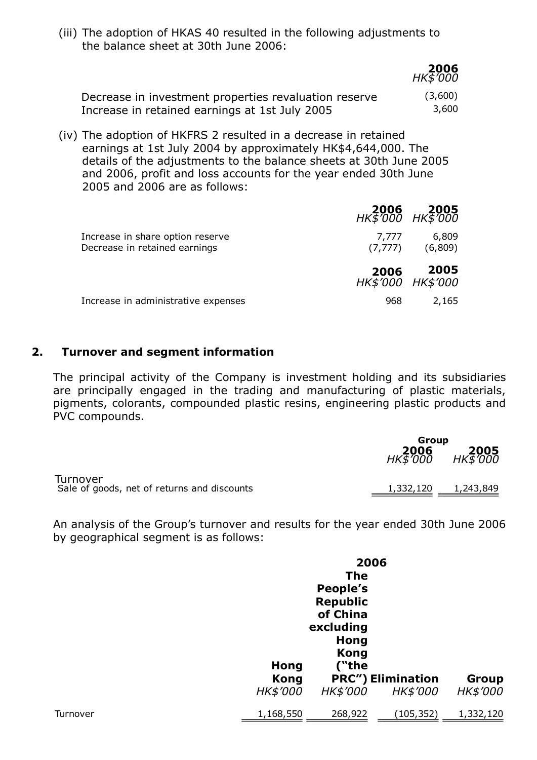(iii) The adoption of HKAS 40 resulted in the following adjustments to the balance sheet at 30th June 2006:

| | 2006 |
|---|---|
| | *HK$'000* |
| Decrease in investment properties revaluation reserve | (3,600) |
| Increase in retained earnings at 1st July 2005 | 3,600 |

(iv) The adoption of HKFRS 2 resulted in a decrease in retained earnings at 1st July 2004 by approximately HK$4,644,000. The details of the adjustments to the balance sheets at 30th June 2005 and 2006, profit and loss accounts for the year ended 30th June 2005 and 2006 are as follows:

| | 2006 | 2005 |
|---|---|---|
| | *HK$'000* | *HK$'000* |
| Increase in share option reserve | 7,777 | 6,809 |
| Decrease in retained earnings | (7,777) | (6,809) |

| | 2006 | 2005 |
|---|---|---|
| | *HK$'000* | *HK$'000* |
| Increase in administrative expenses | 968 | 2,165 |

## 2. Turnover and segment information

The principal activity of the Company is investment holding and its subsidiaries are principally engaged in the trading and manufacturing of plastic materials, pigments, colorants, compounded plastic resins, engineering plastic products and PVC compounds.

| | Group | |
|---|---|---|
| | 2006 | 2005 |
| | *HK$'000* | *HK$'000* |
| Turnover<br>Sale of goods, net of returns and discounts | 1,332,120 | 1,243,849 |

An analysis of the Group's turnover and results for the year ended 30th June 2006 by geographical segment is as follows:

| | 2006 | | | |
|---|---|---|---|---|
| | Hong Kong | The People's Republic of China excluding Hong Kong ("the PRC") | Elimination | Group |
| | *HK$'000* | *HK$'000* | *HK$'000* | *HK$'000* |
| Turnover | 1,168,550 | 268,922 | (105,352) | 1,332,120 |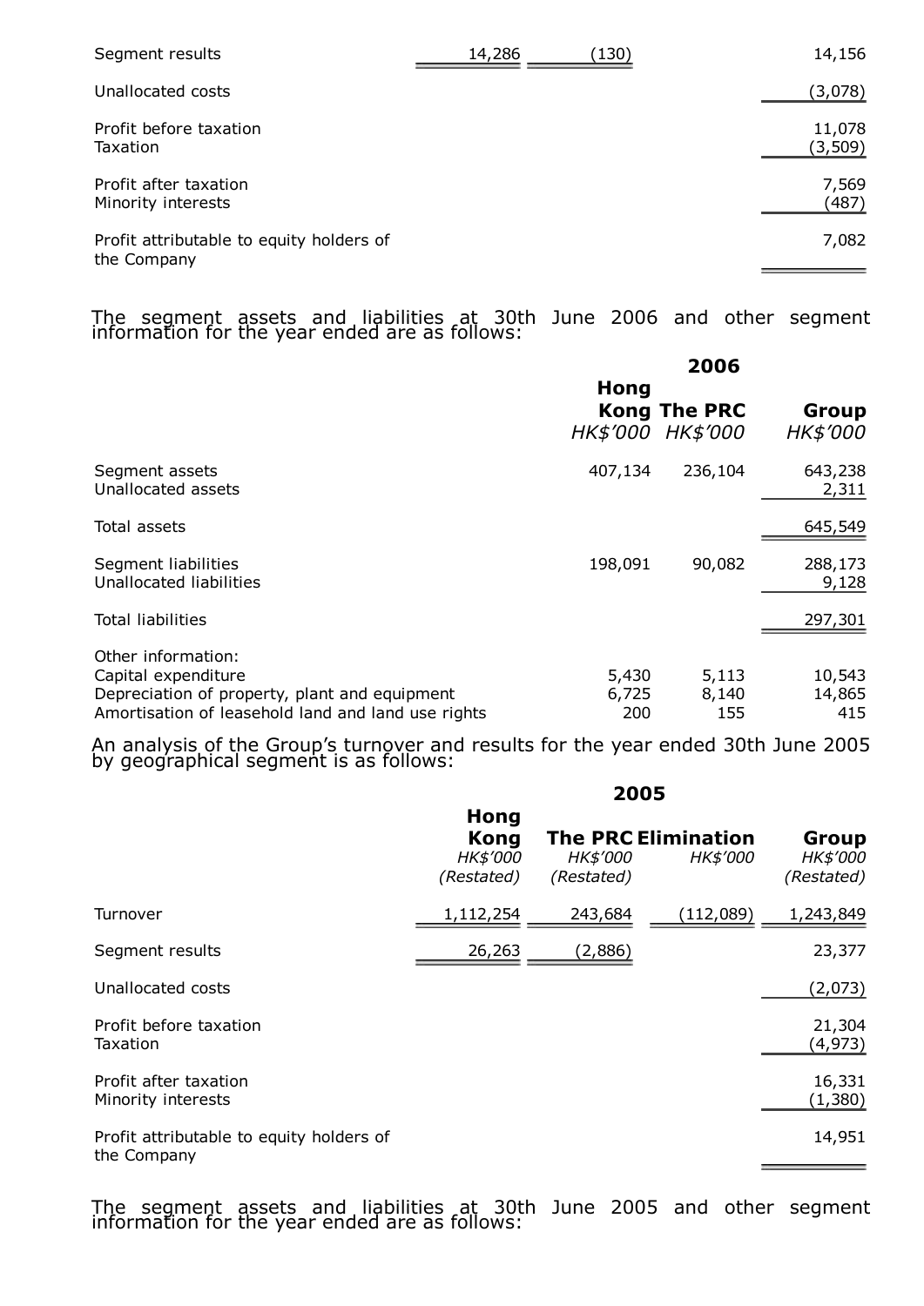| | | | |
|---|---|---|---|
| Segment results | 14,286 | (130) | 14,156 |
| Unallocated costs | | | (3,078) |
| Profit before taxation | | | 11,078 |
| Taxation | | | (3,509) |
| Profit after taxation | | | 7,569 |
| Minority interests | | | (487) |
| Profit attributable to equity holders of the Company | | | 7,082 |

The segment assets and liabilities at 30th June 2006 and other segment information for the year ended are as follows:

| | 2006 | | |
|---|---|---|---|
| | Hong Kong | The PRC | Group |
| | *HK$'000* | *HK$'000* | *HK$'000* |
| Segment assets | 407,134 | 236,104 | 643,238 |
| Unallocated assets | | | 2,311 |
| Total assets | | | 645,549 |
| Segment liabilities | 198,091 | 90,082 | 288,173 |
| Unallocated liabilities | | | 9,128 |
| Total liabilities | | | 297,301 |
| Other information: | | | |
| Capital expenditure | 5,430 | 5,113 | 10,543 |
| Depreciation of property, plant and equipment | 6,725 | 8,140 | 14,865 |
| Amortisation of leasehold land and land use rights | 200 | 155 | 415 |

An analysis of the Group's turnover and results for the year ended 30th June 2005 by geographical segment is as follows:

| | 2005 | | | |
|---|---|---|---|---|
| | Hong Kong | The PRC | Elimination | Group |
| | *HK$'000* | *HK$'000* | *HK$'000* | *HK$'000* |
| | *(Restated)* | *(Restated)* | | *(Restated)* |
| Turnover | 1,112,254 | 243,684 | (112,089) | 1,243,849 |
| Segment results | 26,263 | (2,886) | | 23,377 |
| Unallocated costs | | | | (2,073) |
| Profit before taxation | | | | 21,304 |
| Taxation | | | | (4,973) |
| Profit after taxation | | | | 16,331 |
| Minority interests | | | | (1,380) |
| Profit attributable to equity holders of the Company | | | | 14,951 |

The segment assets and liabilities at 30th June 2005 and other segment information for the year ended are as follows: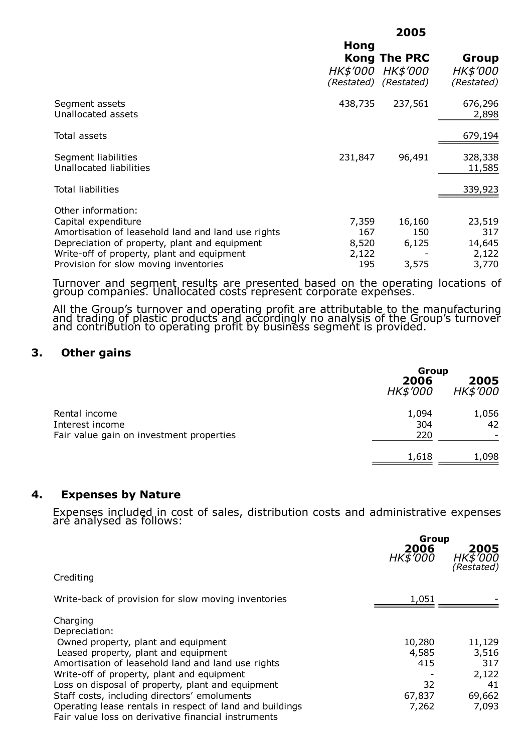| | 2005 | | |
|---|---|---|---|
| | Hong Kong | The PRC | Group |
| | HK$'000 | HK$'000 | HK$'000 |
| | *(Restated)* | *(Restated)* | *(Restated)* |
| Segment assets | 438,735 | 237,561 | 676,296 |
| Unallocated assets | | | 2,898 |
| Total assets | | | 679,194 |
| Segment liabilities | 231,847 | 96,491 | 328,338 |
| Unallocated liabilities | | | 11,585 |
| Total liabilities | | | 339,923 |
| Other information: | | | |
| Capital expenditure | 7,359 | 16,160 | 23,519 |
| Amortisation of leasehold land and land use rights | 167 | 150 | 317 |
| Depreciation of property, plant and equipment | 8,520 | 6,125 | 14,645 |
| Write-off of property, plant and equipment | 2,122 | - | 2,122 |
| Provision for slow moving inventories | 195 | 3,575 | 3,770 |

Turnover and segment results are presented based on the operating locations of group companies. Unallocated costs represent corporate expenses.

All the Group's turnover and operating profit are attributable to the manufacturing and trading of plastic products and accordingly no analysis of the Group's turnover and contribution to operating profit by business segment is provided.

## 3. Other gains

| | Group | |
|---|---|---|
| | 2006 | 2005 |
| | HK$'000 | HK$'000 |
| Rental income | 1,094 | 1,056 |
| Interest income | 304 | 42 |
| Fair value gain on investment properties | 220 | - |
| | 1,618 | 1,098 |

## 4. Expenses by Nature

Expenses included in cost of sales, distribution costs and administrative expenses are analysed as follows:

| | Group | |
|---|---|---|
| | 2006 | 2005 |
| | HK$'000 | HK$'000 |
| | | *(Restated)* |
| Crediting | | |
| Write-back of provision for slow moving inventories | 1,051 | - |
| Charging | | |
| Depreciation: | | |
| Owned property, plant and equipment | 10,280 | 11,129 |
| Leased property, plant and equipment | 4,585 | 3,516 |
| Amortisation of leasehold land and land use rights | 415 | 317 |
| Write-off of property, plant and equipment | - | 2,122 |
| Loss on disposal of property, plant and equipment | 32 | 41 |
| Staff costs, including directors' emoluments | 67,837 | 69,662 |
| Operating lease rentals in respect of land and buildings | 7,262 | 7,093 |
| Fair value loss on derivative financial instruments | | |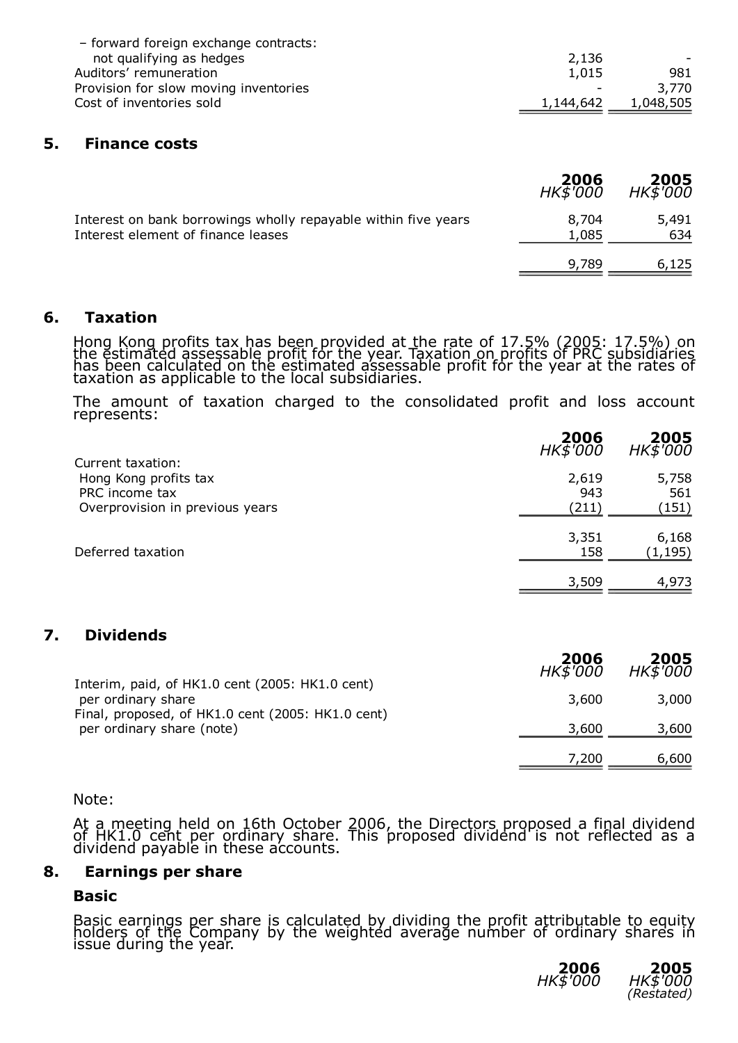| | | |
|---|---|---|
| – forward foreign exchange contracts: not qualifying as hedges | 2,136 | - |
| Auditors' remuneration | 1,015 | 981 |
| Provision for slow moving inventories | - | 3,770 |
| Cost of inventories sold | 1,144,642 | 1,048,505 |

## 5. Finance costs

| | 2006 *HK$'000* | 2005 *HK$'000* |
|---|---|---|
| Interest on bank borrowings wholly repayable within five years | 8,704 | 5,491 |
| Interest element of finance leases | 1,085 | 634 |
| | 9,789 | 6,125 |

## 6. Taxation

Hong Kong profits tax has been provided at the rate of 17.5% (2005: 17.5%) on the estimated assessable profit for the year. Taxation on profits of PRC subsidiaries has been calculated on the estimated assessable profit for the year at the rates of taxation as applicable to the local subsidiaries.

The amount of taxation charged to the consolidated profit and loss account represents:

| | 2006 *HK$'000* | 2005 *HK$'000* |
|---|---|---|
| Current taxation: | | |
| Hong Kong profits tax | 2,619 | 5,758 |
| PRC income tax | 943 | 561 |
| Overprovision in previous years | (211) | (151) |
| | 3,351 | 6,168 |
| Deferred taxation | 158 | (1,195) |
| | 3,509 | 4,973 |

## 7. Dividends

| | 2006 *HK$'000* | 2005 *HK$'000* |
|---|---|---|
| Interim, paid, of HK1.0 cent (2005: HK1.0 cent) per ordinary share | 3,600 | 3,000 |
| Final, proposed, of HK1.0 cent (2005: HK1.0 cent) per ordinary share (note) | 3,600 | 3,600 |
| | 7,200 | 6,600 |

Note:

At a meeting held on 16th October 2006, the Directors proposed a final dividend of HK1.0 cent per ordinary share. This proposed dividend is not reflected as a dividend payable in these accounts.

## 8. Earnings per share

### Basic

Basic earnings per share is calculated by dividing the profit attributable to equity holders of the Company by the weighted average number of ordinary shares in issue during the year.

| | 2006 *HK$'000* | 2005 *HK$'000* *(Restated)* |
|---|---|---|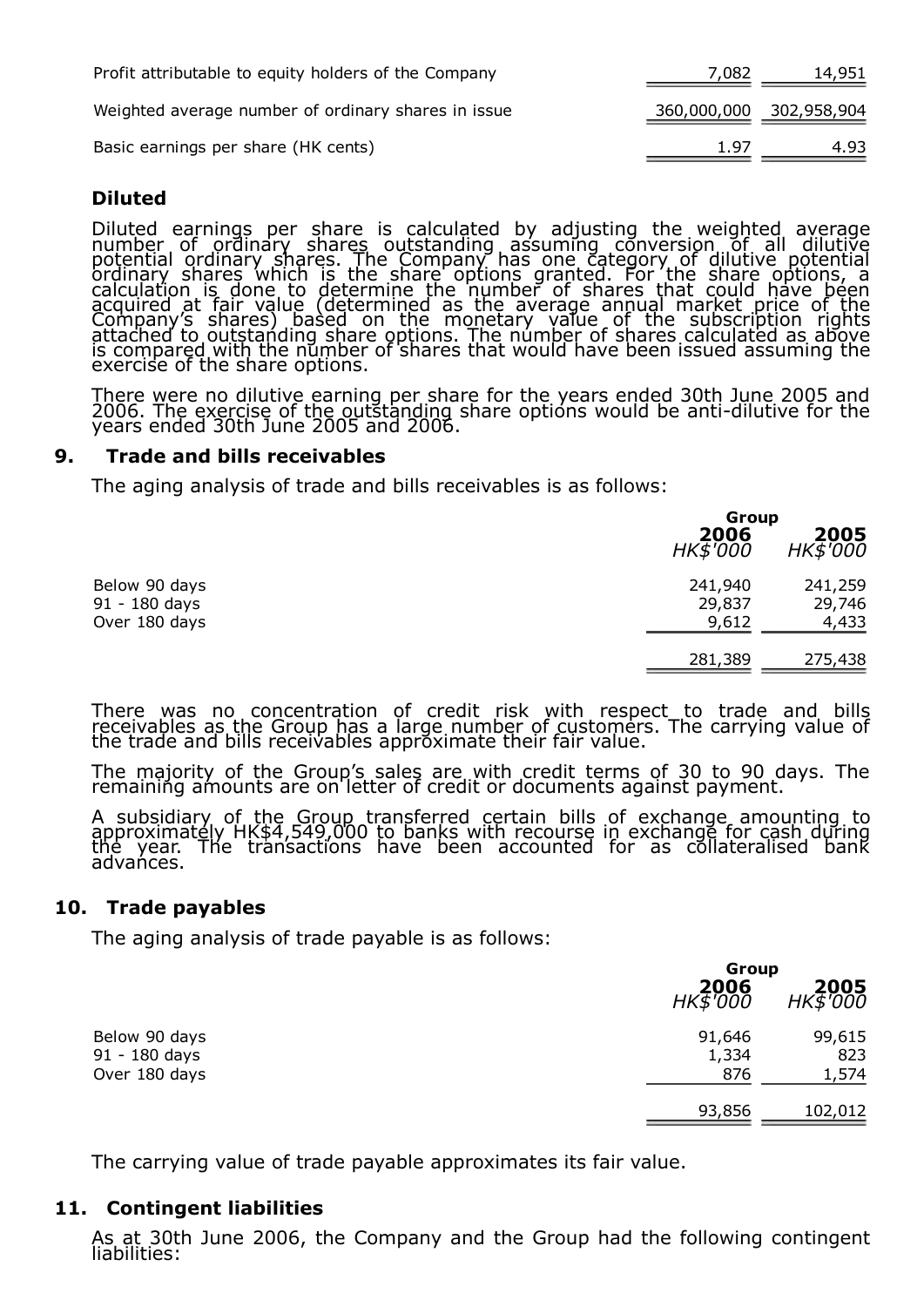| | | |
|---|---|---|
| Profit attributable to equity holders of the Company | 7,082 | 14,951 |
| Weighted average number of ordinary shares in issue | 360,000,000 | 302,958,904 |
| Basic earnings per share (HK cents) | 1.97 | 4.93 |

### Diluted

Diluted earnings per share is calculated by adjusting the weighted average number of ordinary shares outstanding assuming conversion of all dilutive potential ordinary shares. The Company has one category of dilutive potential ordinary shares which is the share options granted. For the share options, a calculation is done to determine the number of shares that could have been acquired at fair value (determined as the average annual market price of the Company's shares) based on the monetary value of the subscription rights attached to outstanding share options. The number of shares calculated as above is compared with the number of shares that would have been issued assuming the exercise of the share options.

There were no dilutive earning per share for the years ended 30th June 2005 and 2006. The exercise of the outstanding share options would be anti-dilutive for the years ended 30th June 2005 and 2006.

## 9. Trade and bills receivables

The aging analysis of trade and bills receivables is as follows:

| | Group | |
|---|---|---|
| | **2006** *HK$'000* | **2005** *HK$'000* |
| Below 90 days | 241,940 | 241,259 |
| 91 - 180 days | 29,837 | 29,746 |
| Over 180 days | 9,612 | 4,433 |
| | 281,389 | 275,438 |

There was no concentration of credit risk with respect to trade and bills receivables as the Group has a large number of customers. The carrying value of the trade and bills receivables approximate their fair value.

The majority of the Group's sales are with credit terms of 30 to 90 days. The remaining amounts are on letter of credit or documents against payment.

A subsidiary of the Group transferred certain bills of exchange amounting to approximately HK$4,549,000 to banks with recourse in exchange for cash during the year. The transactions have been accounted for as collateralised bank advances.

## 10. Trade payables

The aging analysis of trade payable is as follows:

| | Group | |
|---|---|---|
| | **2006** *HK$'000* | **2005** *HK$'000* |
| Below 90 days | 91,646 | 99,615 |
| 91 - 180 days | 1,334 | 823 |
| Over 180 days | 876 | 1,574 |
| | 93,856 | 102,012 |

The carrying value of trade payable approximates its fair value.

## 11. Contingent liabilities

As at 30th June 2006, the Company and the Group had the following contingent liabilities: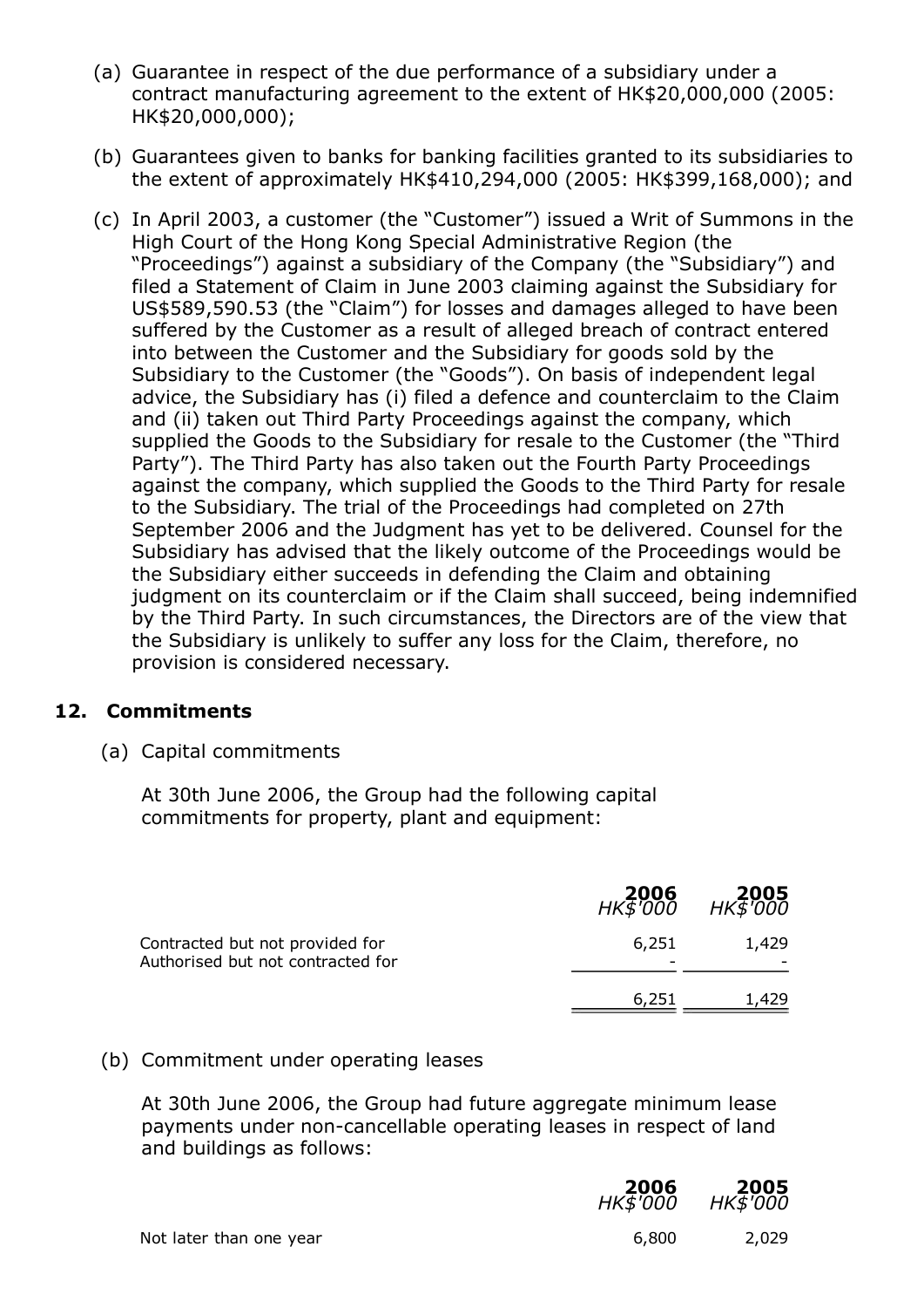(a) Guarantee in respect of the due performance of a subsidiary under a contract manufacturing agreement to the extent of HK$20,000,000 (2005: HK$20,000,000);

(b) Guarantees given to banks for banking facilities granted to its subsidiaries to the extent of approximately HK$410,294,000 (2005: HK$399,168,000); and

(c) In April 2003, a customer (the "Customer") issued a Writ of Summons in the High Court of the Hong Kong Special Administrative Region (the "Proceedings") against a subsidiary of the Company (the "Subsidiary") and filed a Statement of Claim in June 2003 claiming against the Subsidiary for US$589,590.53 (the "Claim") for losses and damages alleged to have been suffered by the Customer as a result of alleged breach of contract entered into between the Customer and the Subsidiary for goods sold by the Subsidiary to the Customer (the "Goods"). On basis of independent legal advice, the Subsidiary has (i) filed a defence and counterclaim to the Claim and (ii) taken out Third Party Proceedings against the company, which supplied the Goods to the Subsidiary for resale to the Customer (the "Third Party"). The Third Party has also taken out the Fourth Party Proceedings against the company, which supplied the Goods to the Third Party for resale to the Subsidiary. The trial of the Proceedings had completed on 27th September 2006 and the Judgment has yet to be delivered. Counsel for the Subsidiary has advised that the likely outcome of the Proceedings would be the Subsidiary either succeeds in defending the Claim and obtaining judgment on its counterclaim or if the Claim shall succeed, being indemnified by the Third Party. In such circumstances, the Directors are of the view that the Subsidiary is unlikely to suffer any loss for the Claim, therefore, no provision is considered necessary.

## 12. Commitments

(a) Capital commitments

At 30th June 2006, the Group had the following capital commitments for property, plant and equipment:

| | 2006 *HK$'000* | 2005 *HK$'000* |
|---|---|---|
| Contracted but not provided for | 6,251 | 1,429 |
| Authorised but not contracted for | - | - |
| | 6,251 | 1,429 |

(b) Commitment under operating leases

At 30th June 2006, the Group had future aggregate minimum lease payments under non-cancellable operating leases in respect of land and buildings as follows:

| | 2006 *HK$'000* | 2005 *HK$'000* |
|---|---|---|
| Not later than one year | 6,800 | 2,029 |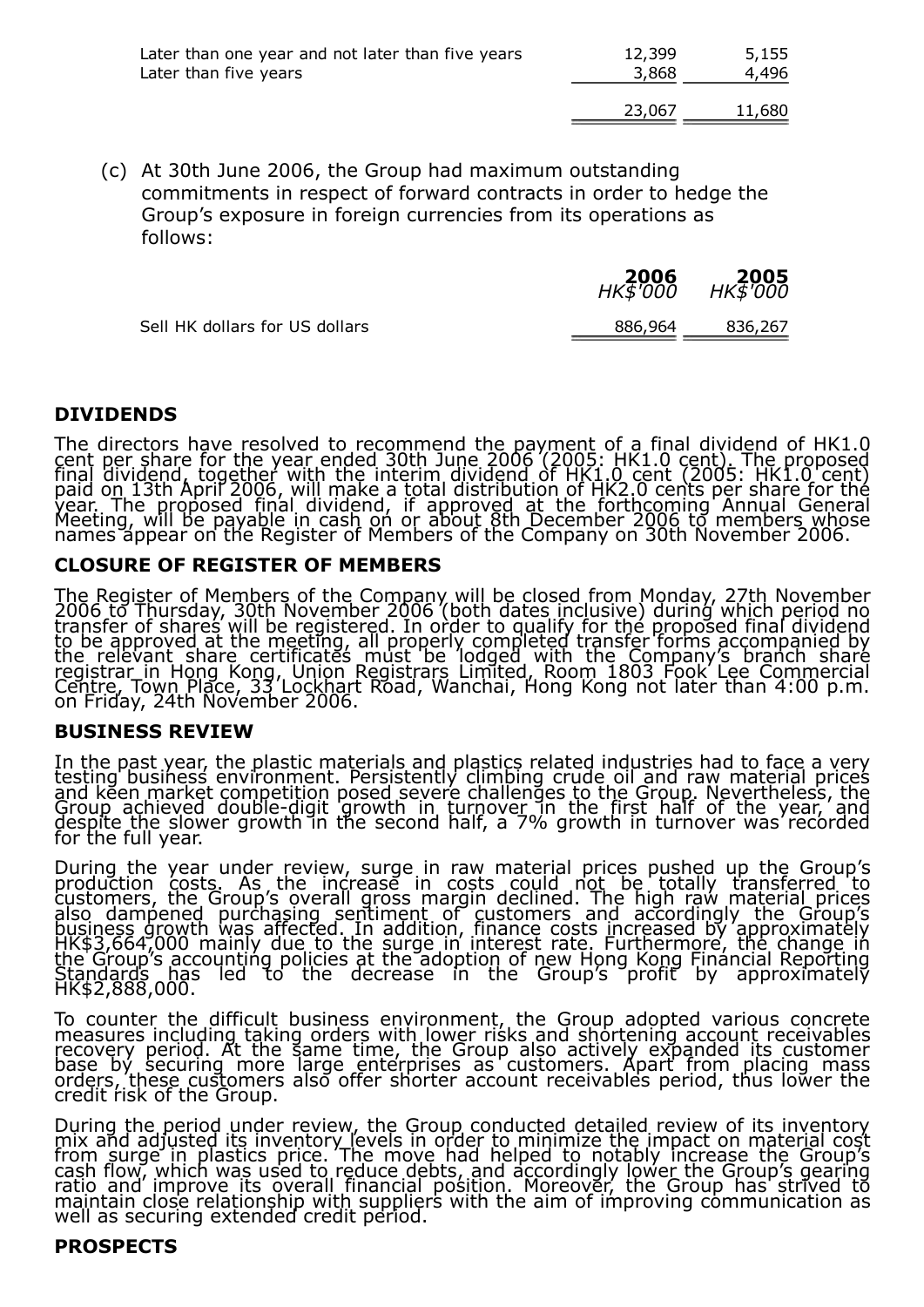| | | |
|---|---|---|
| Later than one year and not later than five years | 12,399 | 5,155 |
| Later than five years | 3,868 | 4,496 |
| | 23,067 | 11,680 |

(c) At 30th June 2006, the Group had maximum outstanding commitments in respect of forward contracts in order to hedge the Group's exposure in foreign currencies from its operations as follows:

| | **2006** *HK$'000* | **2005** *HK$'000* |
|---|---|---|
| Sell HK dollars for US dollars | 886,964 | 836,267 |

## DIVIDENDS

The directors have resolved to recommend the payment of a final dividend of HK1.0 cent per share for the year ended 30th June 2006 (2005: HK1.0 cent). The proposed final dividend, together with the interim dividend of HK1.0 cent (2005: HK1.0 cent) paid on 13th April 2006, will make a total distribution of HK2.0 cents per share for the year. The proposed final dividend, if approved at the forthcoming Annual General Meeting, will be payable in cash on or about 8th December 2006 to members whose names appear on the Register of Members of the Company on 30th November 2006.

## CLOSURE OF REGISTER OF MEMBERS

The Register of Members of the Company will be closed from Monday, 27th November 2006 to Thursday, 30th November 2006 (both dates inclusive) during which period no transfer of shares will be registered. In order to qualify for the proposed final dividend to be approved at the meeting, all properly completed transfer forms accompanied by the relevant share certificates must be lodged with the Company's branch share registrar in Hong Kong, Union Registrars Limited, Room 1803 Fook Lee Commercial Centre, Town Place, 33 Lockhart Road, Wanchai, Hong Kong not later than 4:00 p.m. on Friday, 24th November 2006.

## BUSINESS REVIEW

In the past year, the plastic materials and plastics related industries had to face a very testing business environment. Persistently climbing crude oil and raw material prices and keen market competition posed severe challenges to the Group. Nevertheless, the Group achieved double-digit growth in turnover in the first half of the year, and despite the slower growth in the second half, a 7% growth in turnover was recorded for the full year.

During the year under review, surge in raw material prices pushed up the Group's production costs. As the increase in costs could not be totally transferred to customers, the Group's overall gross margin declined. The high raw material prices also dampened purchasing sentiment of customers and accordingly the Group's business growth was affected. In addition, finance costs increased by approximately HK$3,664,000 mainly due to the surge in interest rate. Furthermore, the change in the Group's accounting policies at the adoption of new Hong Kong Financial Reporting Standards has led to the decrease in the Group's profit by approximately HK$2,888,000.

To counter the difficult business environment, the Group adopted various concrete measures including taking orders with lower risks and shortening account receivables recovery period. At the same time, the Group also actively expanded its customer base by securing more large enterprises as customers. Apart from placing mass orders, these customers also offer shorter account receivables period, thus lower the credit risk of the Group.

During the period under review, the Group conducted detailed review of its inventory mix and adjusted its inventory levels in order to minimize the impact on material cost from surge in plastics price. The move had helped to notably increase the Group's cash flow, which was used to reduce debts, and accordingly lower the Group's gearing ratio and improve its overall financial position. Moreover, the Group has strived to maintain close relationship with suppliers with the aim of improving communication as well as securing extended credit period.

## PROSPECTS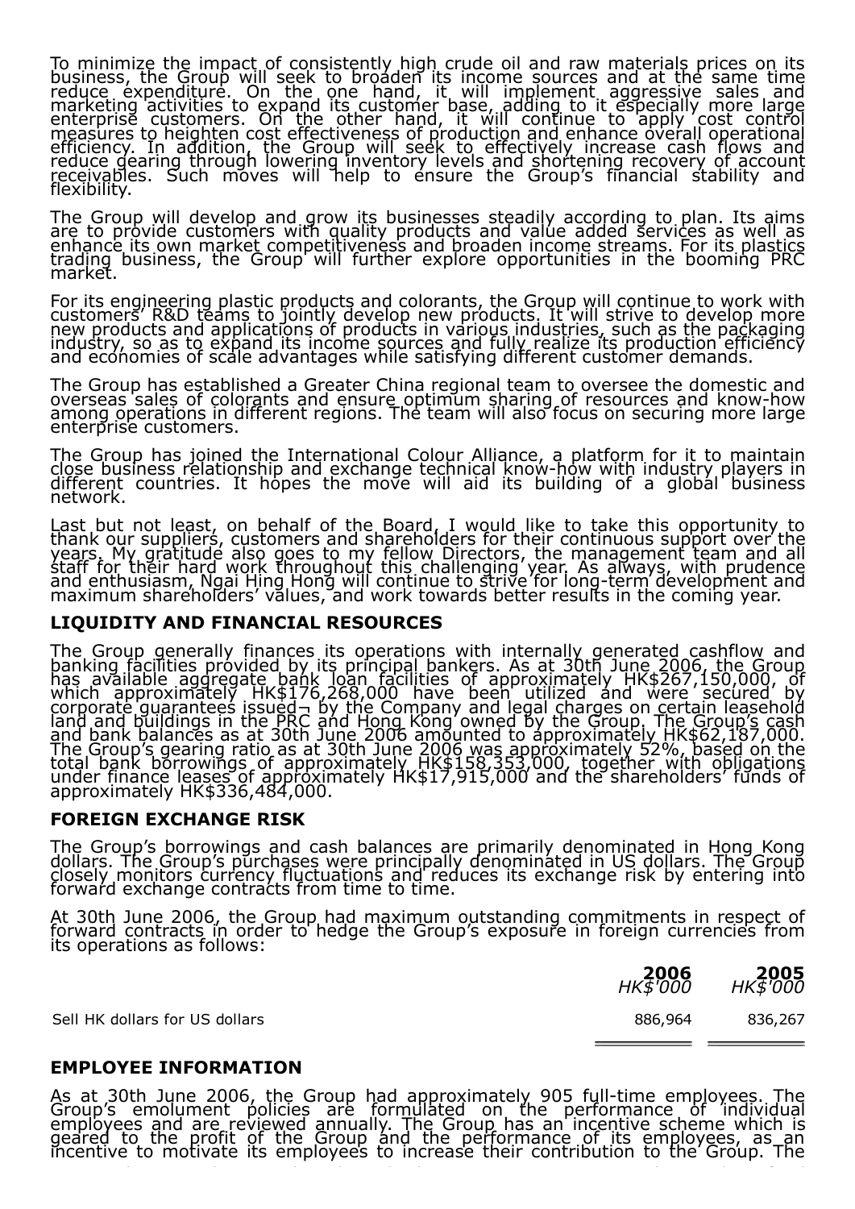To minimize the impact of consistently high crude oil and raw materials prices on its business, the Group will seek to broaden its income sources and at the same time reduce expenditure. On the one hand, it will implement aggressive sales and marketing activities to expand its customer base, adding to it especially more large enterprise customers. On the other hand, it will continue to apply cost control measures to heighten cost effectiveness of production and enhance overall operational efficiency. In addition, the Group will seek to effectively increase cash flows and reduce gearing through lowering inventory levels and shortening recovery of account receivables. Such moves will help to ensure the Group's financial stability and flexibility.

The Group will develop and grow its businesses steadily according to plan. Its aims are to provide customers with quality products and value added services as well as enhance its own market competitiveness and broaden income streams. For its plastics trading business, the Group will further explore opportunities in the booming PRC market.

For its engineering plastic products and colorants, the Group will continue to work with customers' R&D teams to jointly develop new products. It will strive to develop more new products and applications of products in various industries, such as the packaging industry, so as to expand its income sources and fully realize its production efficiency and economies of scale advantages while satisfying different customer demands.

The Group has established a Greater China regional team to oversee the domestic and overseas sales of colorants and ensure optimum sharing of resources and know-how among operations in different regions. The team will also focus on securing more large enterprise customers.

The Group has joined the International Colour Alliance, a platform for it to maintain close business relationship and exchange technical know-how with industry players in different countries. It hopes the move will aid its building of a global business network.

Last but not least, on behalf of the Board, I would like to take this opportunity to thank our suppliers, customers and shareholders for their continuous support over the years. My gratitude also goes to my fellow Directors, the management team and all staff for their hard work throughout this challenging year. As always, with prudence and enthusiasm, Ngai Hing Hong will continue to strive for long-term development and maximum shareholders' values, and work towards better results in the coming year.

## LIQUIDITY AND FINANCIAL RESOURCES

The Group generally finances its operations with internally generated cashflow and banking facilities provided by its principal bankers. As at 30th June 2006, the Group has available aggregate bank loan facilities of approximately HK$267,150,000, of which approximately HK$176,268,000 have been utilized and were secured by corporate guarantees issued¬ by the Company and legal charges on certain leasehold land and buildings in the PRC and Hong Kong owned by the Group. The Group's cash and bank balances as at 30th June 2006 amounted to approximately HK$62,187,000. The Group's gearing ratio as at 30th June 2006 was approximately 52%, based on the total bank borrowings of approximately HK$158,353,000, together with obligations under finance leases of approximately HK$17,915,000 and the shareholders' funds of approximately HK$336,484,000.

## FOREIGN EXCHANGE RISK

The Group's borrowings and cash balances are primarily denominated in Hong Kong dollars. The Group's purchases were principally denominated in US dollars. The Group closely monitors currency fluctuations and reduces its exchange risk by entering into forward exchange contracts from time to time.

At 30th June 2006, the Group had maximum outstanding commitments in respect of forward contracts in order to hedge the Group's exposure in foreign currencies from its operations as follows:

| | **2006**<br>*HK$'000* | **2005**<br>*HK$'000* |
|---|---|---|
| Sell HK dollars for US dollars | 886,964 | 836,267 |

## EMPLOYEE INFORMATION

As at 30th June 2006, the Group had approximately 905 full-time employees. The Group's emolument policies are formulated on the performance of individual employees and are reviewed annually. The Group has an incentive scheme which is geared to the profit of the Group and the performance of its employees, as an incentive to motivate its employees to increase their contribution to the Group. The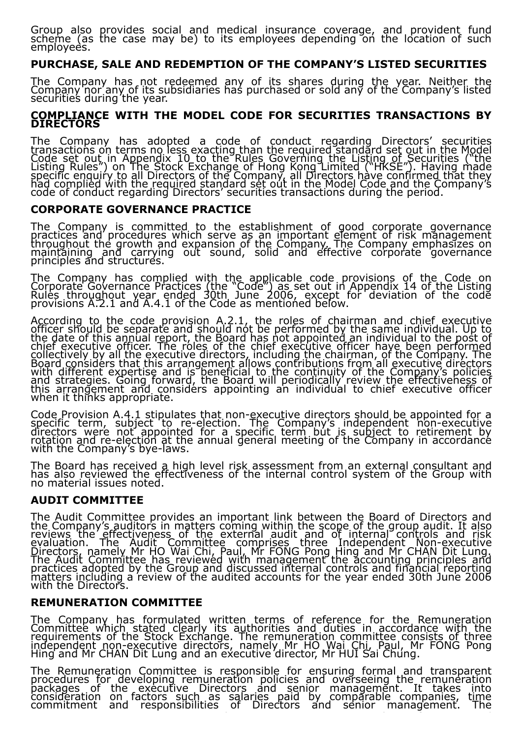Group also provides social and medical insurance coverage, and provident fund scheme (as the case may be) to its employees depending on the location of such employees.

## PURCHASE, SALE AND REDEMPTION OF THE COMPANY'S LISTED SECURITIES

The Company has not redeemed any of its shares during the year. Neither the Company nor any of its subsidiaries has purchased or sold any of the Company's listed securities during the year.

## COMPLIANCE WITH THE MODEL CODE FOR SECURITIES TRANSACTIONS BY DIRECTORS

The Company has adopted a code of conduct regarding Directors' securities transactions on terms no less exacting than the required standard set out in the Model Code set out in Appendix 10 to the Rules Governing the Listing of Securities ("the Listing Rules") on The Stock Exchange of Hong Kong Limited ("HKSE"). Having made specific enquiry to all Directors of the Company, all Directors have confirmed that they had complied with the required standard set out in the Model Code and the Company's code of conduct regarding Directors' securities transactions during the period.

## CORPORATE GOVERNANCE PRACTICE

The Company is committed to the establishment of good corporate governance practices and procedures which serve as an important element of risk management throughout the growth and expansion of the Company. The Company emphasizes on maintaining and carrying out sound, solid and effective corporate governance principles and structures.

The Company has complied with the applicable code provisions of the Code on Corporate Governance Practices (the "Code") as set out in Appendix 14 of the Listing Rules throughout year ended 30th June 2006, except for deviation of the code provisions A.2.1 and A.4.1 of the Code as mentioned below.

According to the code provision A.2.1, the roles of chairman and chief executive officer should be separate and should not be performed by the same individual. Up to the date of this annual report, the Board has not appointed an individual to the post of chief executive officer. The roles of the chief executive officer have been performed collectively by all the executive directors, including the chairman, of the Company. The Board considers that this arrangement allows contributions from all executive directors with different expertise and is beneficial to the continuity of the Company's policies and strategies. Going forward, the Board will periodically review the effectiveness of this arrangement and considers appointing an individual to chief executive officer when it thinks appropriate.

Code Provision A.4.1 stipulates that non-executive directors should be appointed for a specific term, subject to re-election. The Company's independent non-executive directors were not appointed for a specific term but is subject to retirement by rotation and re-election at the annual general meeting of the Company in accordance with the Company's bye-laws.

The Board has received a high level risk assessment from an external consultant and has also reviewed the effectiveness of the internal control system of the Group with no material issues noted.

## AUDIT COMMITTEE

The Audit Committee provides an important link between the Board of Directors and the Company's auditors in matters coming within the scope of the group audit. It also reviews the effectiveness of the external audit and of internal controls and risk evaluation. The Audit Committee comprises three Independent Non-executive Directors, namely Mr HO Wai Chi, Paul, Mr FONG Pong Hing and Mr CHAN Dit Lung. The Audit Committee has reviewed with management the accounting principles and practices adopted by the Group and discussed internal controls and financial reporting matters including a review of the audited accounts for the year ended 30th June 2006 with the Directors.

## REMUNERATION COMMITTEE

The Company has formulated written terms of reference for the Remuneration Committee which stated clearly its authorities and duties in accordance with the requirements of the Stock Exchange. The remuneration committee consists of three independent non-executive directors, namely Mr HO Wai Chi, Paul, Mr FONG Pong Hing and Mr CHAN Dit Lung and an executive director, Mr HUI Sai Chung.

The Remuneration Committee is responsible for ensuring formal and transparent procedures for developing remuneration policies and overseeing the remuneration packages of the executive Directors and senior management. It takes into consideration on factors such as salaries paid by comparable companies, time commitment and responsibilities of Directors and senior management. The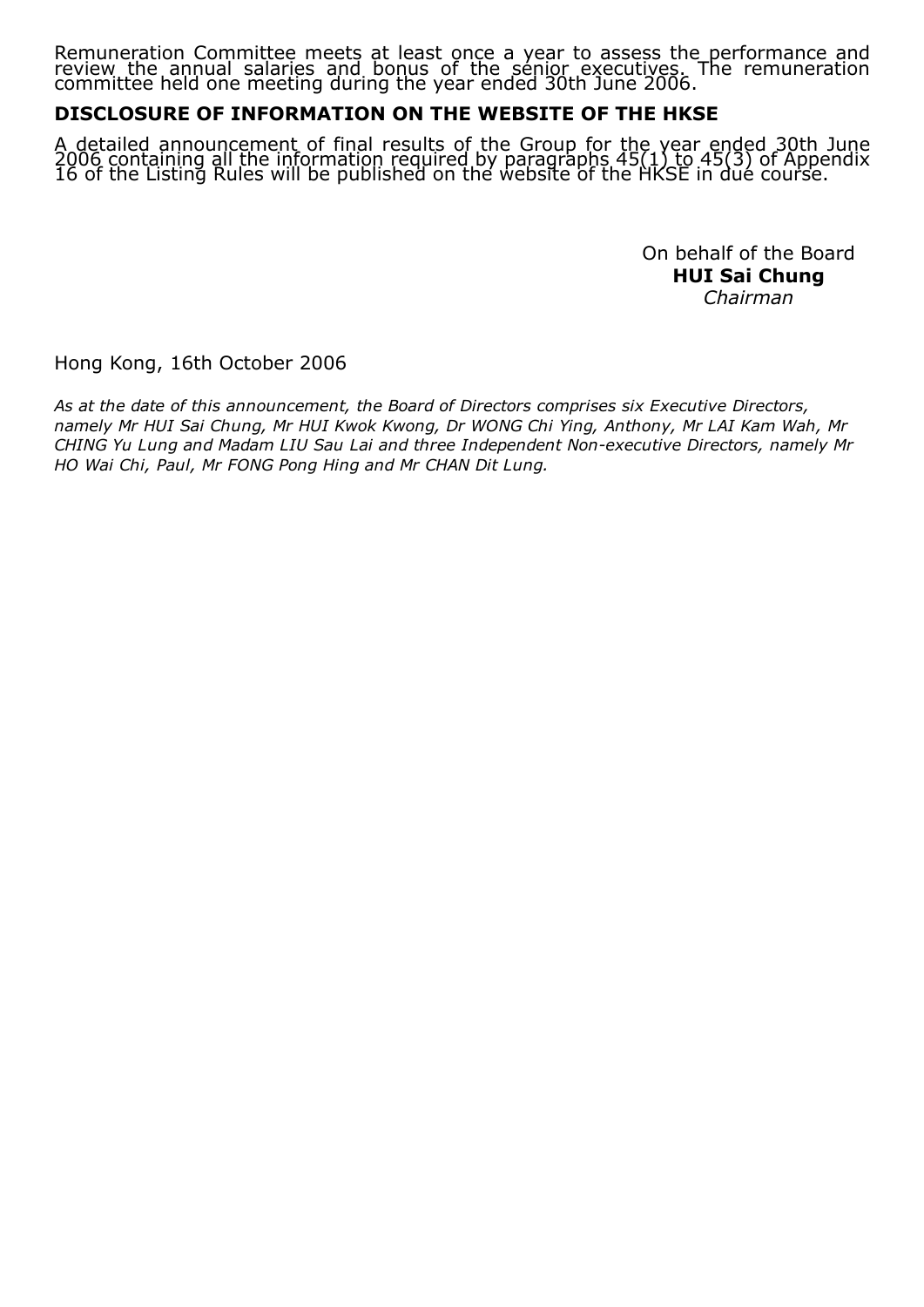Remuneration Committee meets at least once a year to assess the performance and review the annual salaries and bonus of the senior executives. The remuneration committee held one meeting during the year ended 30th June 2006.

## DISCLOSURE OF INFORMATION ON THE WEBSITE OF THE HKSE

A detailed announcement of final results of the Group for the year ended 30th June 2006 containing all the information required by paragraphs 45(1) to 45(3) of Appendix 16 of the Listing Rules will be published on the website of the HKSE in due course.

On behalf of the Board
**HUI Sai Chung**
*Chairman*

Hong Kong, 16th October 2006

*As at the date of this announcement, the Board of Directors comprises six Executive Directors, namely Mr HUI Sai Chung, Mr HUI Kwok Kwong, Dr WONG Chi Ying, Anthony, Mr LAI Kam Wah, Mr CHING Yu Lung and Madam LIU Sau Lai and three Independent Non-executive Directors, namely Mr HO Wai Chi, Paul, Mr FONG Pong Hing and Mr CHAN Dit Lung.*